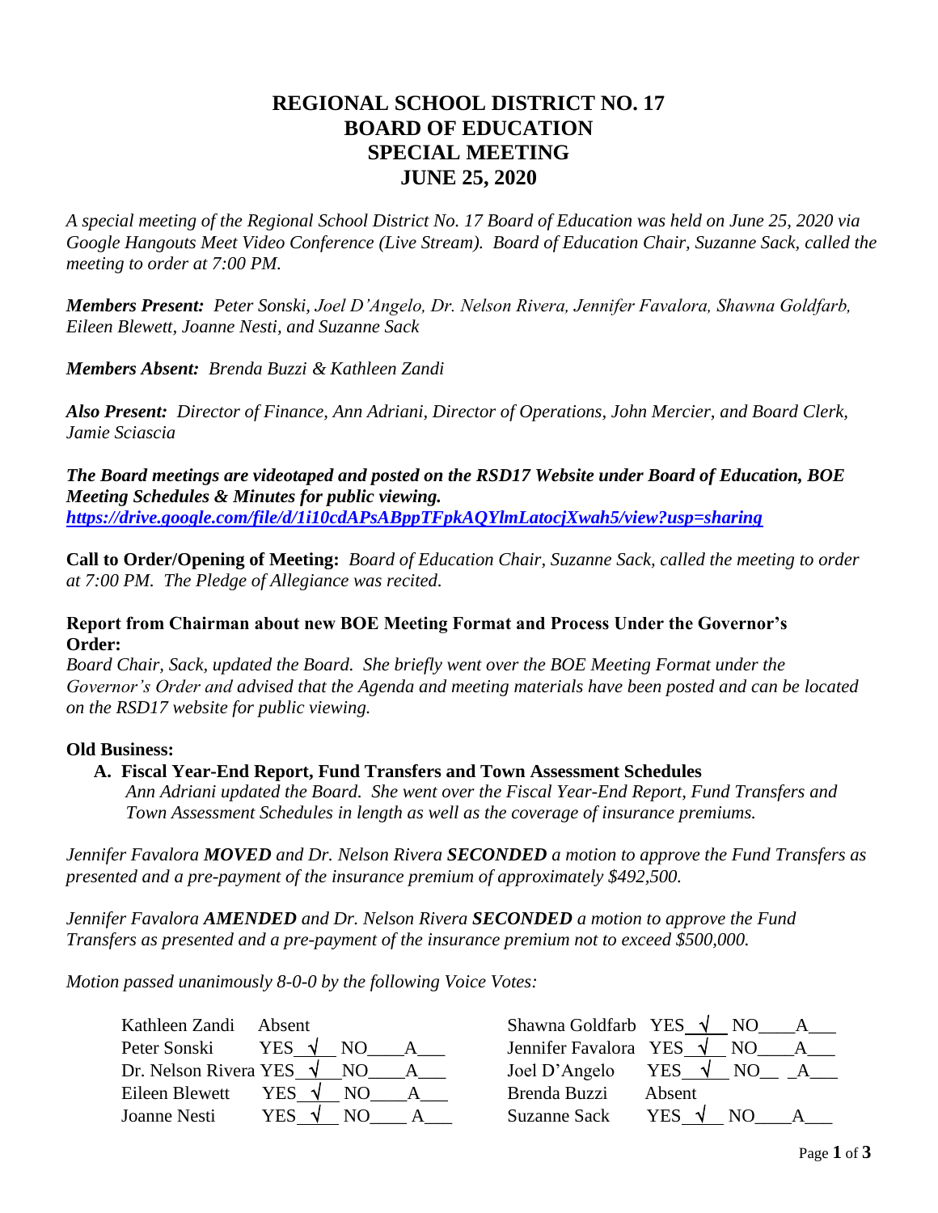# REGIONAL SCHOOL DISTRICT NO. 17
# BOARD OF EDUCATION
# SPECIAL MEETING
# JUNE 25, 2020

*A special meeting of the Regional School District No. 17 Board of Education was held on June 25, 2020 via Google Hangouts Meet Video Conference (Live Stream). Board of Education Chair, Suzanne Sack, called the meeting to order at 7:00 PM.*

***Members Present:*** *Peter Sonski, Joel D'Angelo, Dr. Nelson Rivera, Jennifer Favalora, Shawna Goldfarb, Eileen Blewett, Joanne Nesti, and Suzanne Sack*

***Members Absent:*** *Brenda Buzzi & Kathleen Zandi*

***Also Present:*** *Director of Finance, Ann Adriani, Director of Operations, John Mercier, and Board Clerk, Jamie Sciascia*

***The Board meetings are videotaped and posted on the RSD17 Website under Board of Education, BOE Meeting Schedules & Minutes for public viewing.***
***https://drive.google.com/file/d/1i10cdAPsABppTFpkAQYlmLatocjXwah5/view?usp=sharing***

**Call to Order/Opening of Meeting:** *Board of Education Chair, Suzanne Sack, called the meeting to order at 7:00 PM. The Pledge of Allegiance was recited.*

**Report from Chairman about new BOE Meeting Format and Process Under the Governor's Order:**
*Board Chair, Sack, updated the Board. She briefly went over the BOE Meeting Format under the Governor's Order and advised that the Agenda and meeting materials have been posted and can be located on the RSD17 website for public viewing.*

**Old Business:**

**A. Fiscal Year-End Report, Fund Transfers and Town Assessment Schedules**
*Ann Adriani updated the Board. She went over the Fiscal Year-End Report, Fund Transfers and Town Assessment Schedules in length as well as the coverage of insurance premiums.*

*Jennifer Favalora **MOVED** and Dr. Nelson Rivera **SECONDED** a motion to approve the Fund Transfers as presented and a pre-payment of the insurance premium of approximately $492,500.*

*Jennifer Favalora **AMENDED** and Dr. Nelson Rivera **SECONDED** a motion to approve the Fund Transfers as presented and a pre-payment of the insurance premium not to exceed $500,000.*

*Motion passed unanimously 8-0-0 by the following Voice Votes:*

| Member | Vote | Member | Vote |
|---|---|---|---|
| Kathleen Zandi | Absent | Shawna Goldfarb | YES √ NO___ A___ |
| Peter Sonski | YES √ NO___ A___ | Jennifer Favalora | YES √ NO___ A___ |
| Dr. Nelson Rivera | YES √ NO___ A___ | Joel D'Angelo | YES √ NO___ A___ |
| Eileen Blewett | YES √ NO___ A___ | Brenda Buzzi | Absent |
| Joanne Nesti | YES √ NO___ A___ | Suzanne Sack | YES √ NO___ A___ |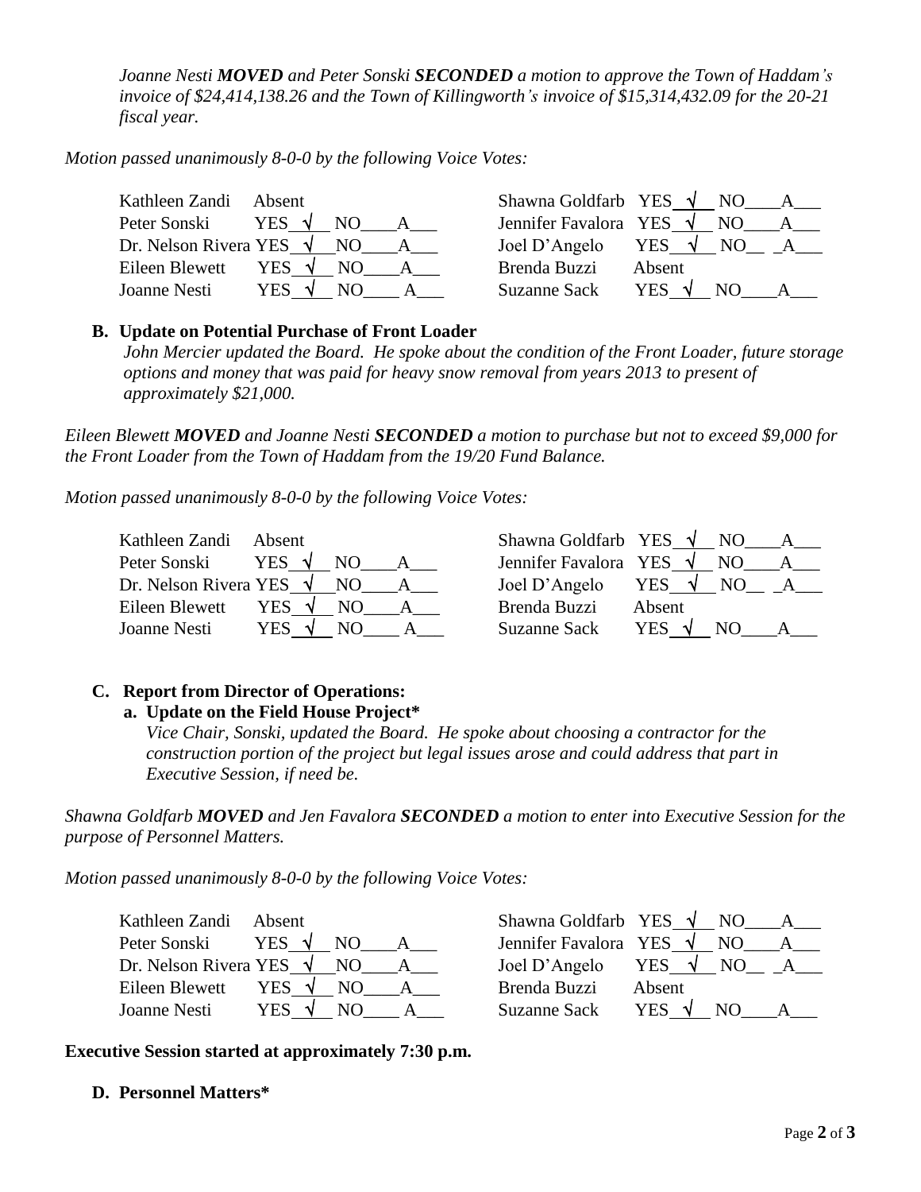*Joanne Nesti **MOVED** and Peter Sonski **SECONDED** a motion to approve the Town of Haddam's invoice of $24,414,138.26 and the Town of Killingworth's invoice of $15,314,432.09 for the 20-21 fiscal year.*

*Motion passed unanimously 8-0-0 by the following Voice Votes:*

| | | |
|---|---|---|
| Kathleen Zandi | Absent | |
| Peter Sonski | YES √ | NO___ A___ |
| Dr. Nelson Rivera | YES √ | NO___ A___ |
| Eileen Blewett | YES √ | NO___ A___ |
| Joanne Nesti | YES √ | NO___ A___ |
| Shawna Goldfarb | YES √ | NO___ A___ |
| Jennifer Favalora | YES √ | NO___ A___ |
| Joel D'Angelo | YES √ | NO___ A___ |
| Brenda Buzzi | Absent | |
| Suzanne Sack | YES √ | NO___ A___ |

**B. Update on Potential Purchase of Front Loader**

*John Mercier updated the Board. He spoke about the condition of the Front Loader, future storage options and money that was paid for heavy snow removal from years 2013 to present of approximately $21,000.*

*Eileen Blewett **MOVED** and Joanne Nesti **SECONDED** a motion to purchase but not to exceed $9,000 for the Front Loader from the Town of Haddam from the 19/20 Fund Balance.*

*Motion passed unanimously 8-0-0 by the following Voice Votes:*

| | | |
|---|---|---|
| Kathleen Zandi | Absent | |
| Peter Sonski | YES √ | NO___ A___ |
| Dr. Nelson Rivera | YES √ | NO___ A___ |
| Eileen Blewett | YES √ | NO___ A___ |
| Joanne Nesti | YES √ | NO___ A___ |
| Shawna Goldfarb | YES √ | NO___ A___ |
| Jennifer Favalora | YES √ | NO___ A___ |
| Joel D'Angelo | YES √ | NO___ A___ |
| Brenda Buzzi | Absent | |
| Suzanne Sack | YES √ | NO___ A___ |

**C. Report from Director of Operations:**

**a. Update on the Field House Project***

*Vice Chair, Sonski, updated the Board. He spoke about choosing a contractor for the construction portion of the project but legal issues arose and could address that part in Executive Session, if need be.*

*Shawna Goldfarb **MOVED** and Jen Favalora **SECONDED** a motion to enter into Executive Session for the purpose of Personnel Matters.*

*Motion passed unanimously 8-0-0 by the following Voice Votes:*

| | | |
|---|---|---|
| Kathleen Zandi | Absent | |
| Peter Sonski | YES √ | NO___ A___ |
| Dr. Nelson Rivera | YES √ | NO___ A___ |
| Eileen Blewett | YES √ | NO___ A___ |
| Joanne Nesti | YES √ | NO___ A___ |
| Shawna Goldfarb | YES √ | NO___ A___ |
| Jennifer Favalora | YES √ | NO___ A___ |
| Joel D'Angelo | YES √ | NO___ A___ |
| Brenda Buzzi | Absent | |
| Suzanne Sack | YES √ | NO___ A___ |

**Executive Session started at approximately 7:30 p.m.**

**D. Personnel Matters***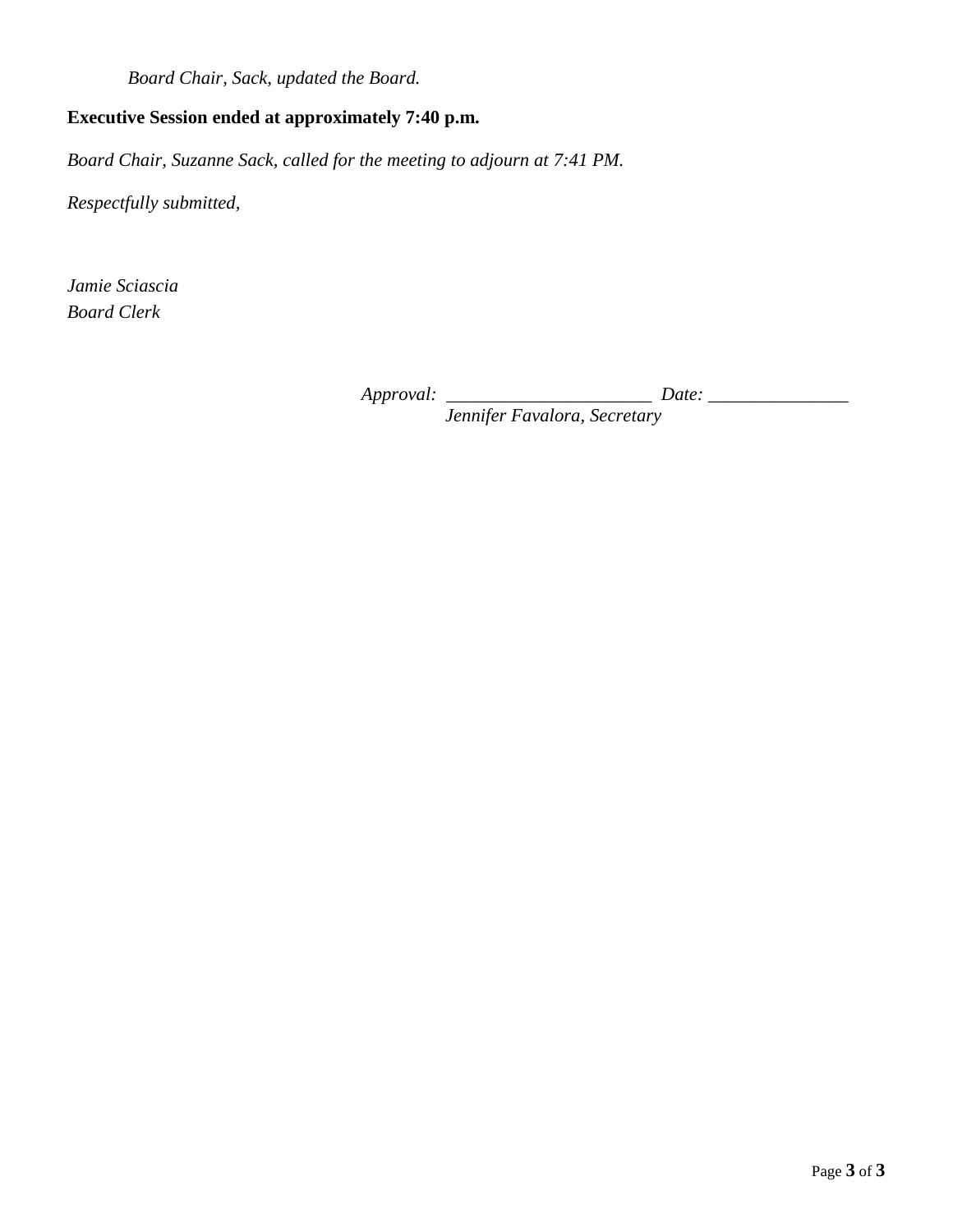*Board Chair, Sack, updated the Board.*

**Executive Session ended at approximately 7:40 p.m.**

*Board Chair, Suzanne Sack, called for the meeting to adjourn at 7:41 PM.*

*Respectfully submitted,*

*Jamie Sciascia*
*Board Clerk*

*Approval:* ______________________ *Date:* _______________
*Jennifer Favalora, Secretary*